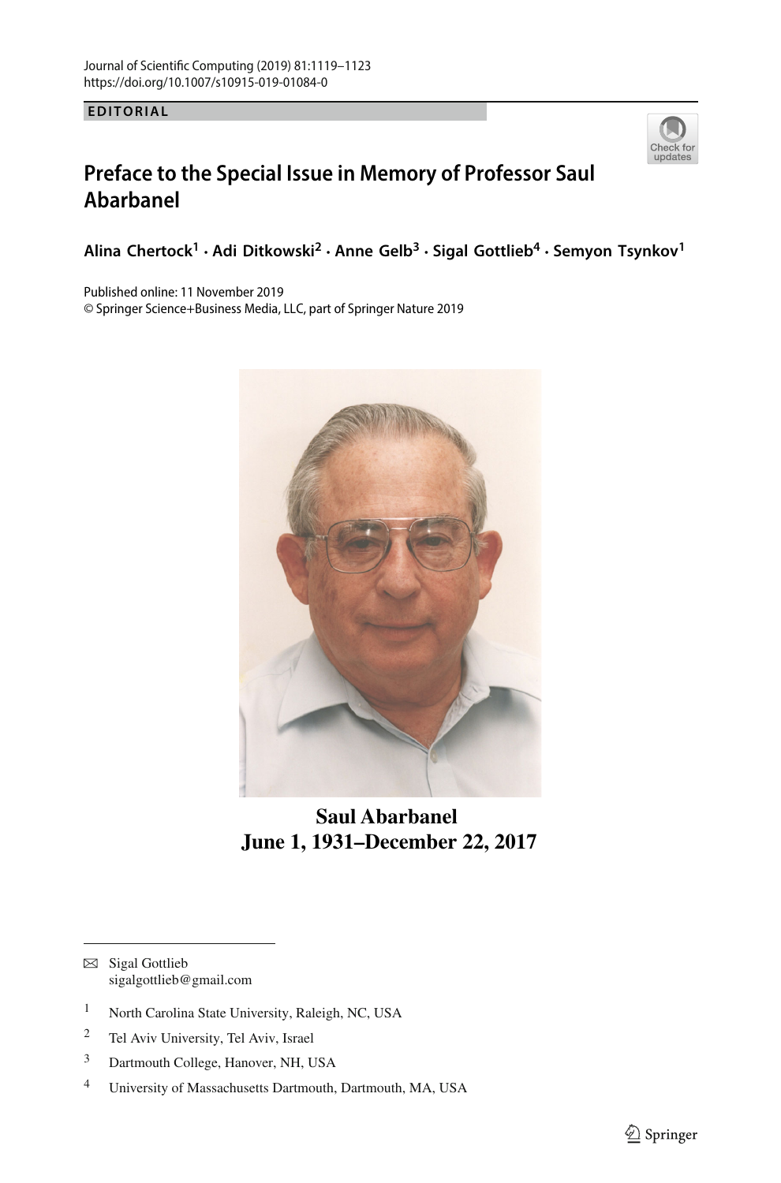EDITORIAL

# Preface to the Special Issue in Memory of Professor Saul Abarbanel

**Alina Chertock[1] · Adi Ditkowski[2] · Anne Gelb[3] · Sigal Gottlieb[4] · Semyon Tsynkov[1]**

Published online: 11 November 2019
© Springer Science+Business Media, LLC, part of Springer Nature 2019

**Saul Abarbanel**
**June 1, 1931–December 22, 2017**

---

✉ Sigal Gottlieb
sigalgottlieb@gmail.com

[1] North Carolina State University, Raleigh, NC, USA

[2] Tel Aviv University, Tel Aviv, Israel

[3] Dartmouth College, Hanover, NH, USA

[4] University of Massachusetts Dartmouth, Dartmouth, MA, USA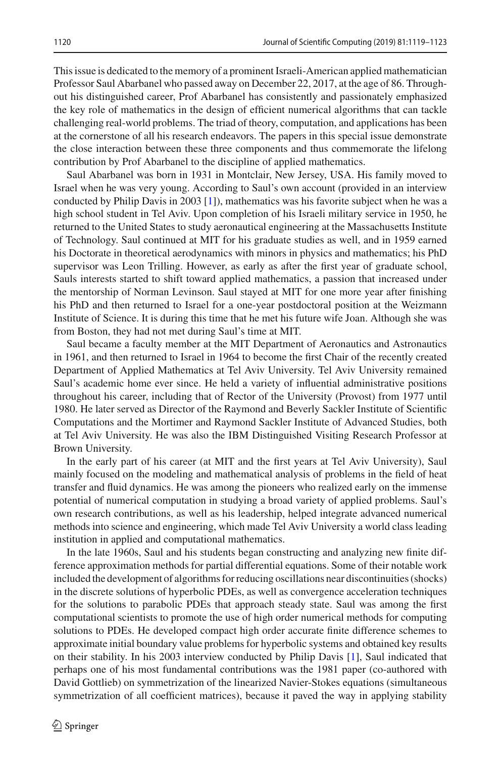This issue is dedicated to the memory of a prominent Israeli-American applied mathematician Professor Saul Abarbanel who passed away on December 22, 2017, at the age of 86. Throughout his distinguished career, Prof Abarbanel has consistently and passionately emphasized the key role of mathematics in the design of efficient numerical algorithms that can tackle challenging real-world problems. The triad of theory, computation, and applications has been at the cornerstone of all his research endeavors. The papers in this special issue demonstrate the close interaction between these three components and thus commemorate the lifelong contribution by Prof Abarbanel to the discipline of applied mathematics.

Saul Abarbanel was born in 1931 in Montclair, New Jersey, USA. His family moved to Israel when he was very young. According to Saul's own account (provided in an interview conducted by Philip Davis in 2003 [1]), mathematics was his favorite subject when he was a high school student in Tel Aviv. Upon completion of his Israeli military service in 1950, he returned to the United States to study aeronautical engineering at the Massachusetts Institute of Technology. Saul continued at MIT for his graduate studies as well, and in 1959 earned his Doctorate in theoretical aerodynamics with minors in physics and mathematics; his PhD supervisor was Leon Trilling. However, as early as after the first year of graduate school, Sauls interests started to shift toward applied mathematics, a passion that increased under the mentorship of Norman Levinson. Saul stayed at MIT for one more year after finishing his PhD and then returned to Israel for a one-year postdoctoral position at the Weizmann Institute of Science. It is during this time that he met his future wife Joan. Although she was from Boston, they had not met during Saul's time at MIT.

Saul became a faculty member at the MIT Department of Aeronautics and Astronautics in 1961, and then returned to Israel in 1964 to become the first Chair of the recently created Department of Applied Mathematics at Tel Aviv University. Tel Aviv University remained Saul's academic home ever since. He held a variety of influential administrative positions throughout his career, including that of Rector of the University (Provost) from 1977 until 1980. He later served as Director of the Raymond and Beverly Sackler Institute of Scientific Computations and the Mortimer and Raymond Sackler Institute of Advanced Studies, both at Tel Aviv University. He was also the IBM Distinguished Visiting Research Professor at Brown University.

In the early part of his career (at MIT and the first years at Tel Aviv University), Saul mainly focused on the modeling and mathematical analysis of problems in the field of heat transfer and fluid dynamics. He was among the pioneers who realized early on the immense potential of numerical computation in studying a broad variety of applied problems. Saul's own research contributions, as well as his leadership, helped integrate advanced numerical methods into science and engineering, which made Tel Aviv University a world class leading institution in applied and computational mathematics.

In the late 1960s, Saul and his students began constructing and analyzing new finite difference approximation methods for partial differential equations. Some of their notable work included the development of algorithms for reducing oscillations near discontinuities (shocks) in the discrete solutions of hyperbolic PDEs, as well as convergence acceleration techniques for the solutions to parabolic PDEs that approach steady state. Saul was among the first computational scientists to promote the use of high order numerical methods for computing solutions to PDEs. He developed compact high order accurate finite difference schemes to approximate initial boundary value problems for hyperbolic systems and obtained key results on their stability. In his 2003 interview conducted by Philip Davis [1], Saul indicated that perhaps one of his most fundamental contributions was the 1981 paper (co-authored with David Gottlieb) on symmetrization of the linearized Navier-Stokes equations (simultaneous symmetrization of all coefficient matrices), because it paved the way in applying stability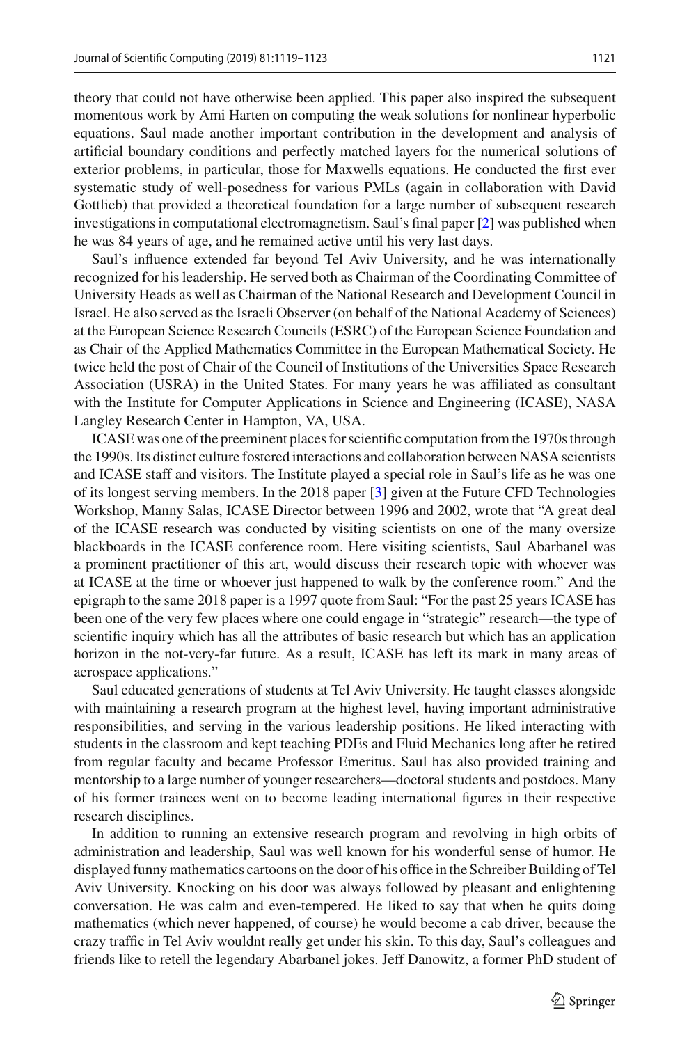theory that could not have otherwise been applied. This paper also inspired the subsequent momentous work by Ami Harten on computing the weak solutions for nonlinear hyperbolic equations. Saul made another important contribution in the development and analysis of artificial boundary conditions and perfectly matched layers for the numerical solutions of exterior problems, in particular, those for Maxwells equations. He conducted the first ever systematic study of well-posedness for various PMLs (again in collaboration with David Gottlieb) that provided a theoretical foundation for a large number of subsequent research investigations in computational electromagnetism. Saul's final paper [2] was published when he was 84 years of age, and he remained active until his very last days.

Saul's influence extended far beyond Tel Aviv University, and he was internationally recognized for his leadership. He served both as Chairman of the Coordinating Committee of University Heads as well as Chairman of the National Research and Development Council in Israel. He also served as the Israeli Observer (on behalf of the National Academy of Sciences) at the European Science Research Councils (ESRC) of the European Science Foundation and as Chair of the Applied Mathematics Committee in the European Mathematical Society. He twice held the post of Chair of the Council of Institutions of the Universities Space Research Association (USRA) in the United States. For many years he was affiliated as consultant with the Institute for Computer Applications in Science and Engineering (ICASE), NASA Langley Research Center in Hampton, VA, USA.

ICASE was one of the preeminent places for scientific computation from the 1970s through the 1990s. Its distinct culture fostered interactions and collaboration between NASA scientists and ICASE staff and visitors. The Institute played a special role in Saul's life as he was one of its longest serving members. In the 2018 paper [3] given at the Future CFD Technologies Workshop, Manny Salas, ICASE Director between 1996 and 2002, wrote that "A great deal of the ICASE research was conducted by visiting scientists on one of the many oversize blackboards in the ICASE conference room. Here visiting scientists, Saul Abarbanel was a prominent practitioner of this art, would discuss their research topic with whoever was at ICASE at the time or whoever just happened to walk by the conference room." And the epigraph to the same 2018 paper is a 1997 quote from Saul: "For the past 25 years ICASE has been one of the very few places where one could engage in "strategic" research—the type of scientific inquiry which has all the attributes of basic research but which has an application horizon in the not-very-far future. As a result, ICASE has left its mark in many areas of aerospace applications."

Saul educated generations of students at Tel Aviv University. He taught classes alongside with maintaining a research program at the highest level, having important administrative responsibilities, and serving in the various leadership positions. He liked interacting with students in the classroom and kept teaching PDEs and Fluid Mechanics long after he retired from regular faculty and became Professor Emeritus. Saul has also provided training and mentorship to a large number of younger researchers—doctoral students and postdocs. Many of his former trainees went on to become leading international figures in their respective research disciplines.

In addition to running an extensive research program and revolving in high orbits of administration and leadership, Saul was well known for his wonderful sense of humor. He displayed funny mathematics cartoons on the door of his office in the Schreiber Building of Tel Aviv University. Knocking on his door was always followed by pleasant and enlightening conversation. He was calm and even-tempered. He liked to say that when he quits doing mathematics (which never happened, of course) he would become a cab driver, because the crazy traffic in Tel Aviv wouldnt really get under his skin. To this day, Saul's colleagues and friends like to retell the legendary Abarbanel jokes. Jeff Danowitz, a former PhD student of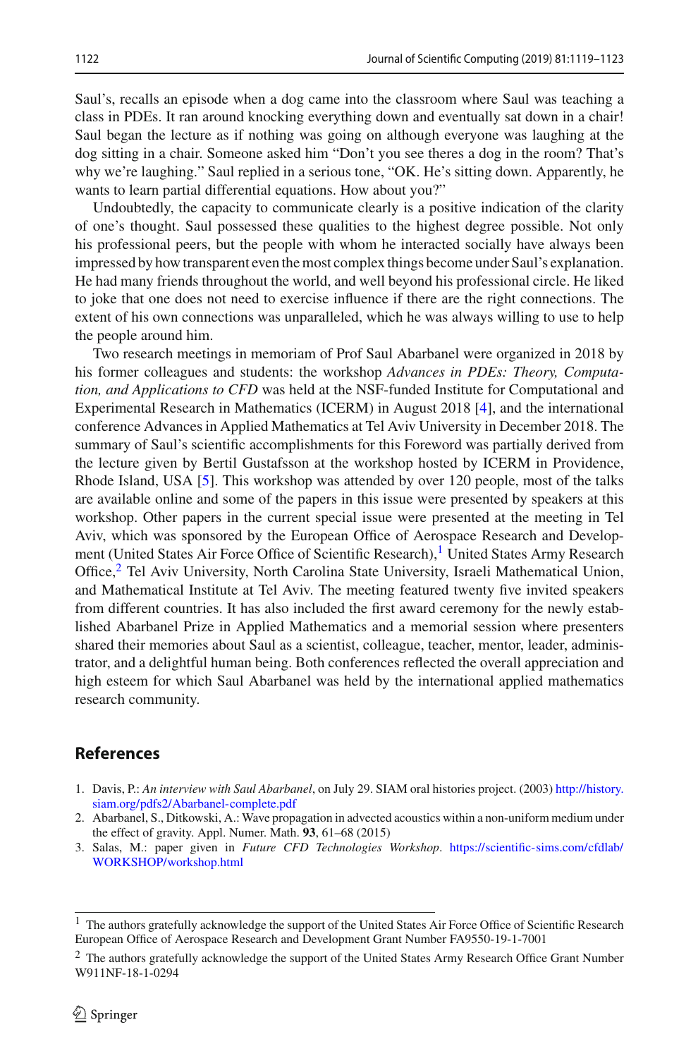Saul's, recalls an episode when a dog came into the classroom where Saul was teaching a class in PDEs. It ran around knocking everything down and eventually sat down in a chair! Saul began the lecture as if nothing was going on although everyone was laughing at the dog sitting in a chair. Someone asked him "Don't you see theres a dog in the room? That's why we're laughing." Saul replied in a serious tone, "OK. He's sitting down. Apparently, he wants to learn partial differential equations. How about you?"

Undoubtedly, the capacity to communicate clearly is a positive indication of the clarity of one's thought. Saul possessed these qualities to the highest degree possible. Not only his professional peers, but the people with whom he interacted socially have always been impressed by how transparent even the most complex things become under Saul's explanation. He had many friends throughout the world, and well beyond his professional circle. He liked to joke that one does not need to exercise influence if there are the right connections. The extent of his own connections was unparalleled, which he was always willing to use to help the people around him.

Two research meetings in memoriam of Prof Saul Abarbanel were organized in 2018 by his former colleagues and students: the workshop *Advances in PDEs: Theory, Computation, and Applications to CFD* was held at the NSF-funded Institute for Computational and Experimental Research in Mathematics (ICERM) in August 2018 [4], and the international conference Advances in Applied Mathematics at Tel Aviv University in December 2018. The summary of Saul's scientific accomplishments for this Foreword was partially derived from the lecture given by Bertil Gustafsson at the workshop hosted by ICERM in Providence, Rhode Island, USA [5]. This workshop was attended by over 120 people, most of the talks are available online and some of the papers in this issue were presented by speakers at this workshop. Other papers in the current special issue were presented at the meeting in Tel Aviv, which was sponsored by the European Office of Aerospace Research and Development (United States Air Force Office of Scientific Research),[1] United States Army Research Office,[2] Tel Aviv University, North Carolina State University, Israeli Mathematical Union, and Mathematical Institute at Tel Aviv. The meeting featured twenty five invited speakers from different countries. It has also included the first award ceremony for the newly established Abarbanel Prize in Applied Mathematics and a memorial session where presenters shared their memories about Saul as a scientist, colleague, teacher, mentor, leader, administrator, and a delightful human being. Both conferences reflected the overall appreciation and high esteem for which Saul Abarbanel was held by the international applied mathematics research community.

## References

1. Davis, P.: *An interview with Saul Abarbanel*, on July 29. SIAM oral histories project. (2003) http://history.siam.org/pdfs2/Abarbanel-complete.pdf
2. Abarbanel, S., Ditkowski, A.: Wave propagation in advected acoustics within a non-uniform medium under the effect of gravity. Appl. Numer. Math. **93**, 61–68 (2015)
3. Salas, M.: paper given in *Future CFD Technologies Workshop*. https://scientific-sims.com/cfdlab/WORKSHOP/workshop.html

---

[1] The authors gratefully acknowledge the support of the United States Air Force Office of Scientific Research European Office of Aerospace Research and Development Grant Number FA9550-19-1-7001

[2] The authors gratefully acknowledge the support of the United States Army Research Office Grant Number W911NF-18-1-0294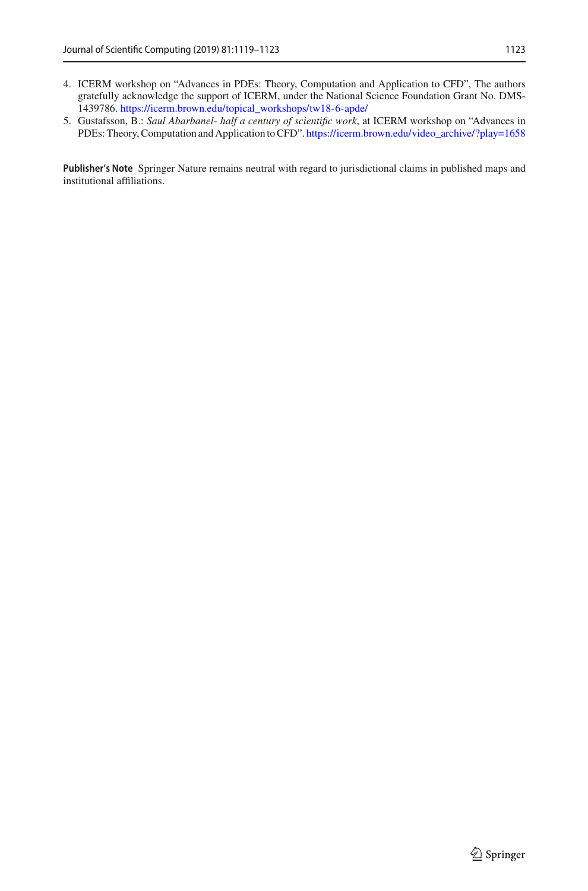4. ICERM workshop on "Advances in PDEs: Theory, Computation and Application to CFD", The authors gratefully acknowledge the support of ICERM, under the National Science Foundation Grant No. DMS-1439786. https://icerm.brown.edu/topical_workshops/tw18-6-apde/
5. Gustafsson, B.: *Saul Abarbanel- half a century of scientific work*, at ICERM workshop on "Advances in PDEs: Theory, Computation and Application to CFD". https://icerm.brown.edu/video_archive/?play=1658

**Publisher's Note** Springer Nature remains neutral with regard to jurisdictional claims in published maps and institutional affiliations.